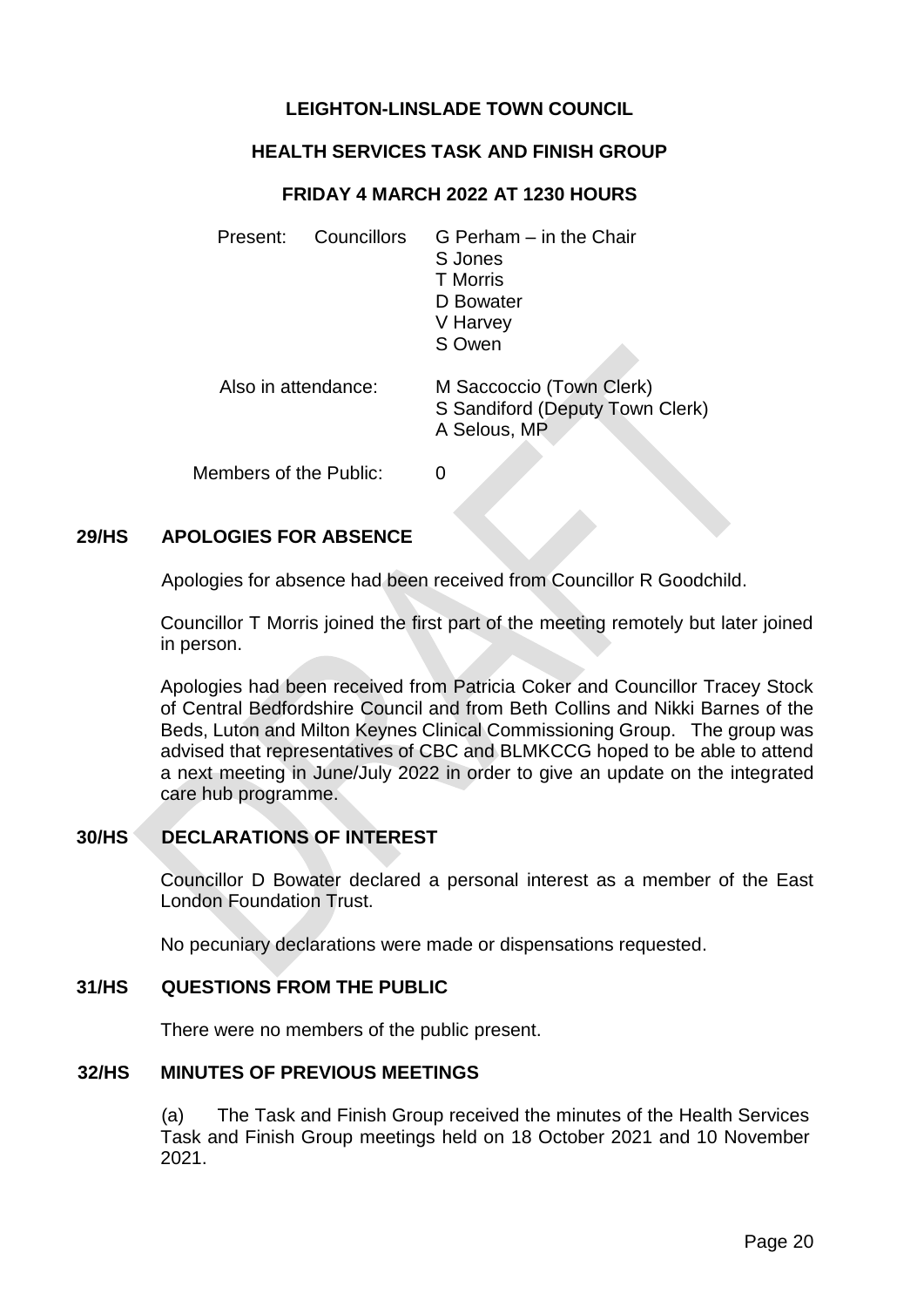**LEIGHTON-LINSLADE TOWN COUNCIL**

**HEALTH SERVICES TASK AND FINISH GROUP**

**FRIDAY 4 MARCH 2022 AT 1230 HOURS**

Present: Councillors G Perham – in the Chair
S Jones
T Morris
D Bowater
V Harvey
S Owen

Also in attendance: M Saccoccio (Town Clerk)
S Sandiford (Deputy Town Clerk)
A Selous, MP

Members of the Public: 0

**29/HS APOLOGIES FOR ABSENCE**

Apologies for absence had been received from Councillor R Goodchild.

Councillor T Morris joined the first part of the meeting remotely but later joined in person.

Apologies had been received from Patricia Coker and Councillor Tracey Stock of Central Bedfordshire Council and from Beth Collins and Nikki Barnes of the Beds, Luton and Milton Keynes Clinical Commissioning Group. The group was advised that representatives of CBC and BLMKCCG hoped to be able to attend a next meeting in June/July 2022 in order to give an update on the integrated care hub programme.

**30/HS DECLARATIONS OF INTEREST**

Councillor D Bowater declared a personal interest as a member of the East London Foundation Trust.

No pecuniary declarations were made or dispensations requested.

**31/HS QUESTIONS FROM THE PUBLIC**

There were no members of the public present.

**32/HS MINUTES OF PREVIOUS MEETINGS**

(a) The Task and Finish Group received the minutes of the Health Services Task and Finish Group meetings held on 18 October 2021 and 10 November 2021.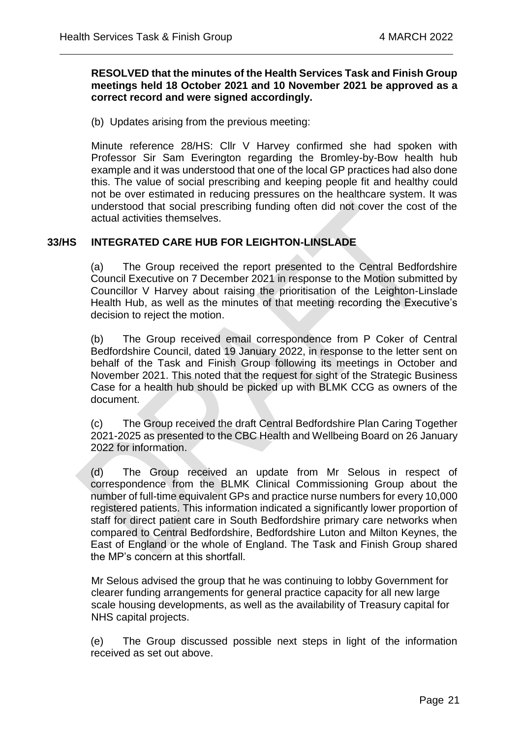**RESOLVED that the minutes of the Health Services Task and Finish Group meetings held 18 October 2021 and 10 November 2021 be approved as a correct record and were signed accordingly.**

(b) Updates arising from the previous meeting:

Minute reference 28/HS: Cllr V Harvey confirmed she had spoken with Professor Sir Sam Everington regarding the Bromley-by-Bow health hub example and it was understood that one of the local GP practices had also done this. The value of social prescribing and keeping people fit and healthy could not be over estimated in reducing pressures on the healthcare system. It was understood that social prescribing funding often did not cover the cost of the actual activities themselves.

## 33/HS INTEGRATED CARE HUB FOR LEIGHTON-LINSLADE

(a) The Group received the report presented to the Central Bedfordshire Council Executive on 7 December 2021 in response to the Motion submitted by Councillor V Harvey about raising the prioritisation of the Leighton-Linslade Health Hub, as well as the minutes of that meeting recording the Executive's decision to reject the motion.

(b) The Group received email correspondence from P Coker of Central Bedfordshire Council, dated 19 January 2022, in response to the letter sent on behalf of the Task and Finish Group following its meetings in October and November 2021. This noted that the request for sight of the Strategic Business Case for a health hub should be picked up with BLMK CCG as owners of the document.

(c) The Group received the draft Central Bedfordshire Plan Caring Together 2021-2025 as presented to the CBC Health and Wellbeing Board on 26 January 2022 for information.

(d) The Group received an update from Mr Selous in respect of correspondence from the BLMK Clinical Commissioning Group about the number of full-time equivalent GPs and practice nurse numbers for every 10,000 registered patients. This information indicated a significantly lower proportion of staff for direct patient care in South Bedfordshire primary care networks when compared to Central Bedfordshire, Bedfordshire Luton and Milton Keynes, the East of England or the whole of England. The Task and Finish Group shared the MP's concern at this shortfall.

Mr Selous advised the group that he was continuing to lobby Government for clearer funding arrangements for general practice capacity for all new large scale housing developments, as well as the availability of Treasury capital for NHS capital projects.

(e) The Group discussed possible next steps in light of the information received as set out above.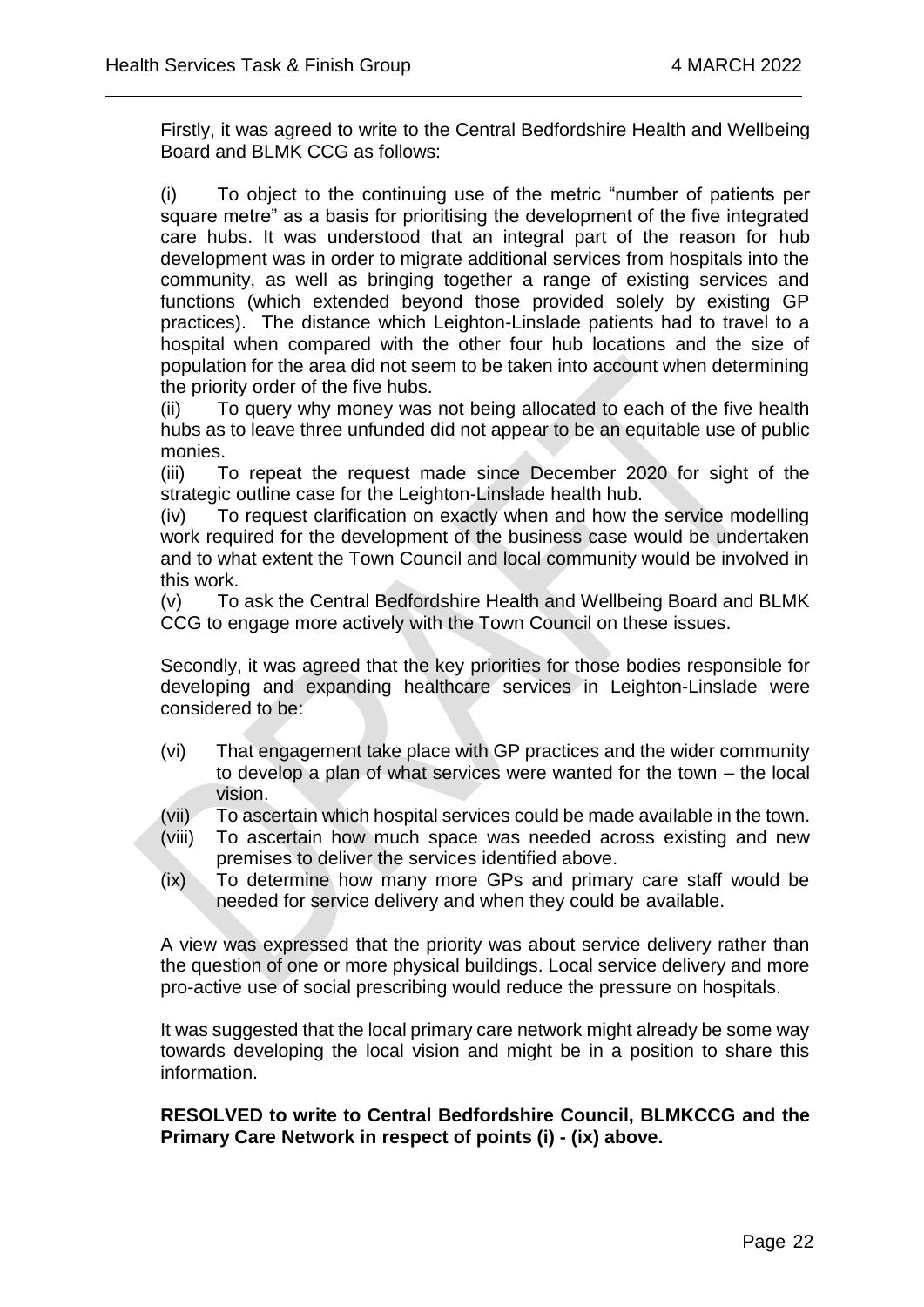Firstly, it was agreed to write to the Central Bedfordshire Health and Wellbeing Board and BLMK CCG as follows:

(i) To object to the continuing use of the metric "number of patients per square metre" as a basis for prioritising the development of the five integrated care hubs. It was understood that an integral part of the reason for hub development was in order to migrate additional services from hospitals into the community, as well as bringing together a range of existing services and functions (which extended beyond those provided solely by existing GP practices). The distance which Leighton-Linslade patients had to travel to a hospital when compared with the other four hub locations and the size of population for the area did not seem to be taken into account when determining the priority order of the five hubs.

(ii) To query why money was not being allocated to each of the five health hubs as to leave three unfunded did not appear to be an equitable use of public monies.

(iii) To repeat the request made since December 2020 for sight of the strategic outline case for the Leighton-Linslade health hub.

(iv) To request clarification on exactly when and how the service modelling work required for the development of the business case would be undertaken and to what extent the Town Council and local community would be involved in this work.

(v) To ask the Central Bedfordshire Health and Wellbeing Board and BLMK CCG to engage more actively with the Town Council on these issues.

Secondly, it was agreed that the key priorities for those bodies responsible for developing and expanding healthcare services in Leighton-Linslade were considered to be:

(vi) That engagement take place with GP practices and the wider community to develop a plan of what services were wanted for the town – the local vision.

(vii) To ascertain which hospital services could be made available in the town.

(viii) To ascertain how much space was needed across existing and new premises to deliver the services identified above.

(ix) To determine how many more GPs and primary care staff would be needed for service delivery and when they could be available.

A view was expressed that the priority was about service delivery rather than the question of one or more physical buildings. Local service delivery and more pro-active use of social prescribing would reduce the pressure on hospitals.

It was suggested that the local primary care network might already be some way towards developing the local vision and might be in a position to share this information.

**RESOLVED to write to Central Bedfordshire Council, BLMKCCG and the Primary Care Network in respect of points (i) - (ix) above.**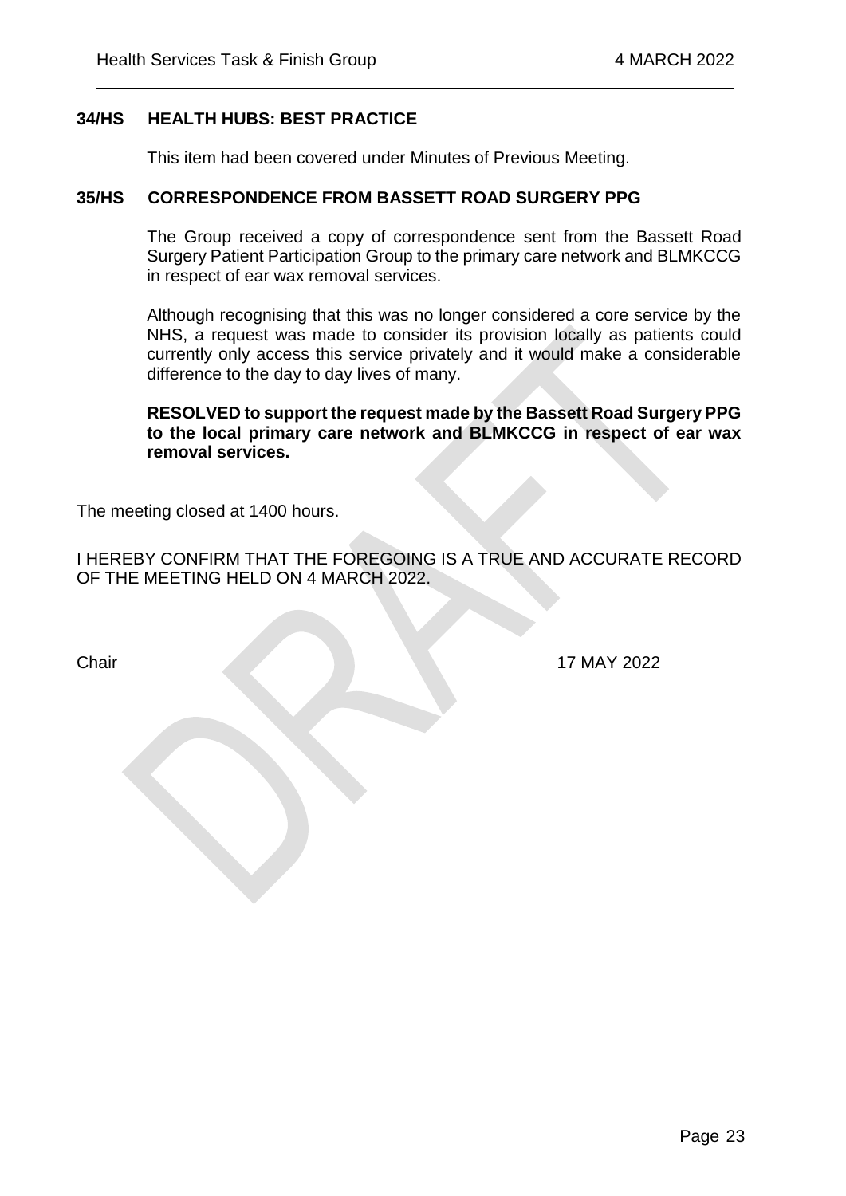### 34/HS HEALTH HUBS: BEST PRACTICE

This item had been covered under Minutes of Previous Meeting.

### 35/HS CORRESPONDENCE FROM BASSETT ROAD SURGERY PPG

The Group received a copy of correspondence sent from the Bassett Road Surgery Patient Participation Group to the primary care network and BLMKCCG in respect of ear wax removal services.

Although recognising that this was no longer considered a core service by the NHS, a request was made to consider its provision locally as patients could currently only access this service privately and it would make a considerable difference to the day to day lives of many.

**RESOLVED to support the request made by the Bassett Road Surgery PPG to the local primary care network and BLMKCCG in respect of ear wax removal services.**

The meeting closed at 1400 hours.

I HEREBY CONFIRM THAT THE FOREGOING IS A TRUE AND ACCURATE RECORD OF THE MEETING HELD ON 4 MARCH 2022.

Chair 17 MAY 2022